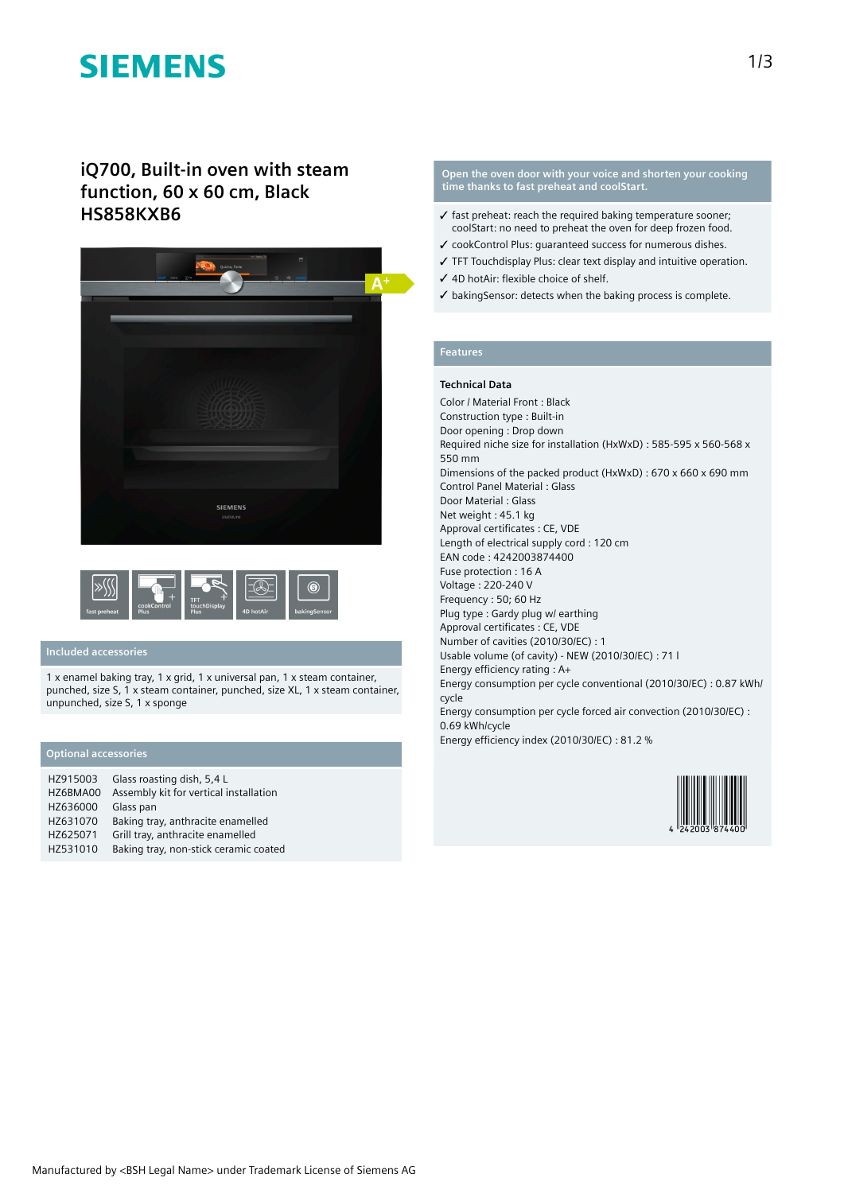SIEMENS

# iQ700, Built-in oven with steam function, 60 x 60 cm, Black HS858KXB6

fast preheat | cookControl Plus | TFT touchDisplay Plus | 4D hotAir | bakingSensor

## Included accessories

1 x enamel baking tray, 1 x grid, 1 x universal pan, 1 x steam container, punched, size S, 1 x steam container, punched, size XL, 1 x steam container, unpunched, size S, 1 x sponge

## Optional accessories

| | |
|---|---|
| HZ915003 | Glass roasting dish, 5,4 L |
| HZ6BMA00 | Assembly kit for vertical installation |
| HZ636000 | Glass pan |
| HZ631070 | Baking tray, anthracite enamelled |
| HZ625071 | Grill tray, anthracite enamelled |
| HZ531010 | Baking tray, non-stick ceramic coated |

## Open the oven door with your voice and shorten your cooking time thanks to fast preheat and coolStart.

- ✓ fast preheat: reach the required baking temperature sooner; coolStart: no need to preheat the oven for deep frozen food.
- ✓ cookControl Plus: guaranteed success for numerous dishes.
- ✓ TFT Touchdisplay Plus: clear text display and intuitive operation.
- ✓ 4D hotAir: flexible choice of shelf.
- ✓ bakingSensor: detects when the baking process is complete.

## Features

### Technical Data

Color / Material Front : Black
Construction type : Built-in
Door opening : Drop down
Required niche size for installation (HxWxD) : 585-595 x 560-568 x 550 mm
Dimensions of the packed product (HxWxD) : 670 x 660 x 690 mm
Control Panel Material : Glass
Door Material : Glass
Net weight : 45.1 kg
Approval certificates : CE, VDE
Length of electrical supply cord : 120 cm
EAN code : 4242003874400
Fuse protection : 16 A
Voltage : 220-240 V
Frequency : 50; 60 Hz
Plug type : Gardy plug w/ earthing
Approval certificates : CE, VDE
Number of cavities (2010/30/EC) : 1
Usable volume (of cavity) - NEW (2010/30/EC) : 71 l
Energy efficiency rating : A+
Energy consumption per cycle conventional (2010/30/EC) : 0.87 kWh/cycle
Energy consumption per cycle forced air convection (2010/30/EC) : 0.69 kWh/cycle
Energy efficiency index (2010/30/EC) : 81.2 %

4 242003 874400

Manufactured by <BSH Legal Name> under Trademark License of Siemens AG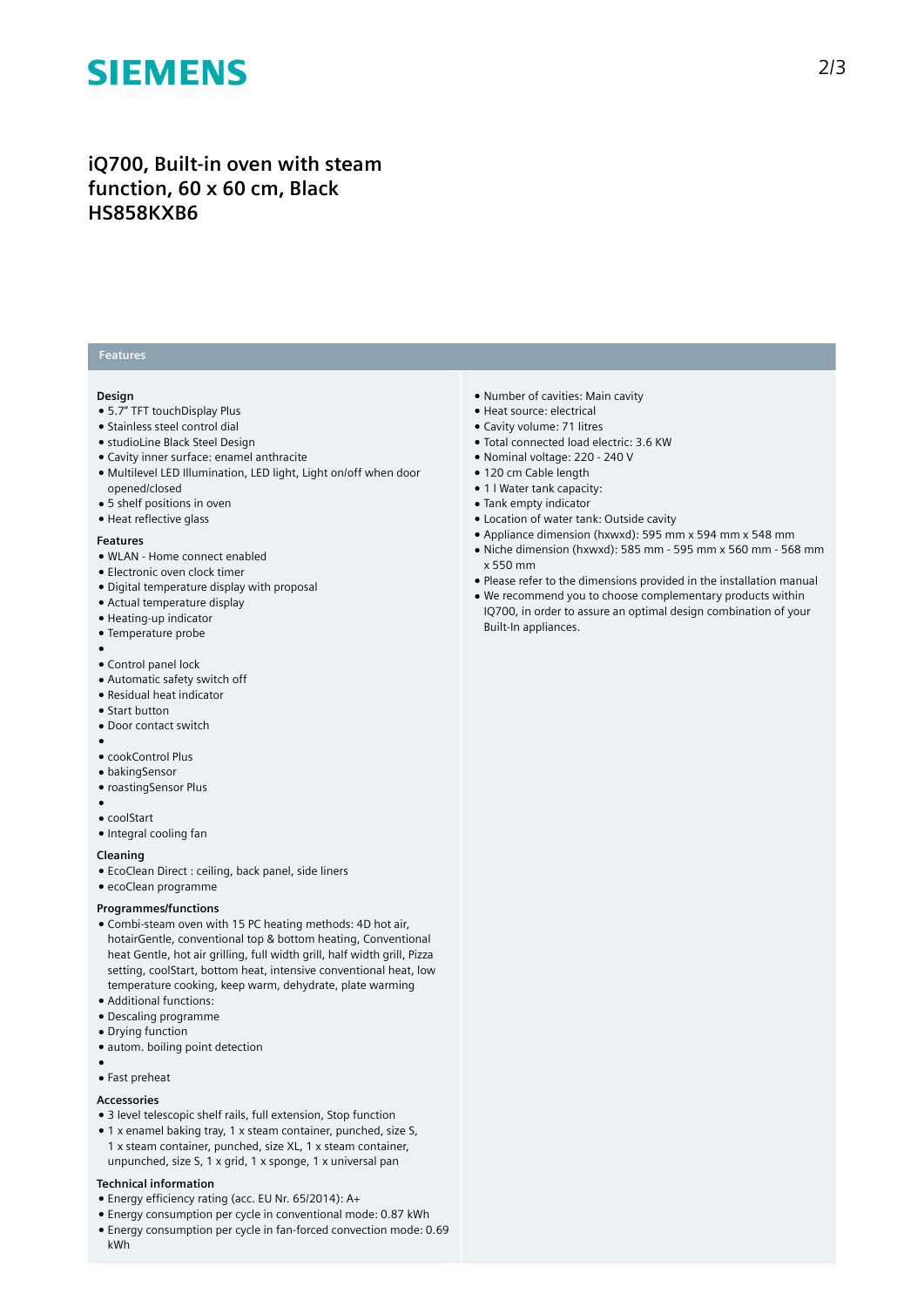# iQ700, Built-in oven with steam function, 60 x 60 cm, Black HS858KXB6

## Features

### Design

- 5.7" TFT touchDisplay Plus
- Stainless steel control dial
- studioLine Black Steel Design
- Cavity inner surface: enamel anthracite
- Multilevel LED Illumination, LED light, Light on/off when door opened/closed
- 5 shelf positions in oven
- Heat reflective glass

### Features

- WLAN - Home connect enabled
- Electronic oven clock timer
- Digital temperature display with proposal
- Actual temperature display
- Heating-up indicator
- Temperature probe
- 
- Control panel lock
- Automatic safety switch off
- Residual heat indicator
- Start button
- Door contact switch
- 
- cookControl Plus
- bakingSensor
- roastingSensor Plus
- 
- coolStart
- Integral cooling fan

### Cleaning

- EcoClean Direct : ceiling, back panel, side liners
- ecoClean programme

### Programmes/functions

- Combi-steam oven with 15 PC heating methods: 4D hot air, hotairGentle, conventional top & bottom heating, Conventional heat Gentle, hot air grilling, full width grill, half width grill, Pizza setting, coolStart, bottom heat, intensive conventional heat, low temperature cooking, keep warm, dehydrate, plate warming
- Additional functions:
- Descaling programme
- Drying function
- autom. boiling point detection
- 
- Fast preheat

### Accessories

- 3 level telescopic shelf rails, full extension, Stop function
- 1 x enamel baking tray, 1 x steam container, punched, size S, 1 x steam container, punched, size XL, 1 x steam container, unpunched, size S, 1 x grid, 1 x sponge, 1 x universal pan

### Technical information

- Energy efficiency rating (acc. EU Nr. 65/2014): A+
- Energy consumption per cycle in conventional mode: 0.87 kWh
- Energy consumption per cycle in fan-forced convection mode: 0.69 kWh
- Number of cavities: Main cavity
- Heat source: electrical
- Cavity volume: 71 litres
- Total connected load electric: 3.6 KW
- Nominal voltage: 220 - 240 V
- 120 cm Cable length
- 1 l Water tank capacity:
- Tank empty indicator
- Location of water tank: Outside cavity
- Appliance dimension (hxwxd): 595 mm x 594 mm x 548 mm
- Niche dimension (hxwxd): 585 mm - 595 mm x 560 mm - 568 mm x 550 mm
- Please refer to the dimensions provided in the installation manual
- We recommend you to choose complementary products within IQ700, in order to assure an optimal design combination of your Built-In appliances.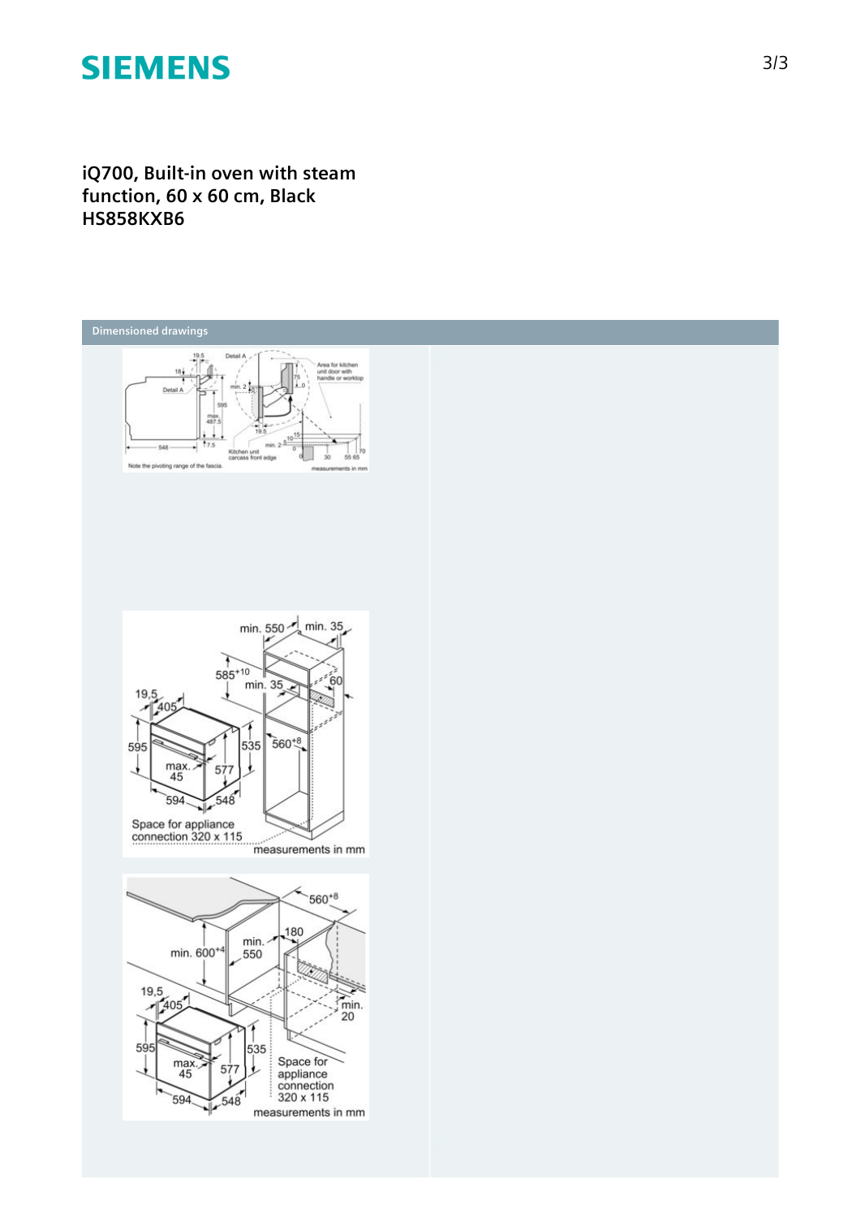# iQ700, Built-in oven with steam function, 60 x 60 cm, Black
# HS858KXB6

## Dimensioned drawings

19.5
Detail A
18
Detail A
595
max. 487.5
548
7.5
min. 2
10
75
1.0
19.5
Area for kitchen unit door with handle or worktop
min. 2
15
10
0
Kitchen unit carcass front edge
0
30
55 65
70
Note the pivoting range of the fascia.
measurements in mm

min. 550
min. 35
585+10
min. 35
60
19,5
405
595
535
560+8
max. 45
577
594
548
Space for appliance connection 320 x 115
measurements in mm

560+8
min. 600+4
min. 550
180
19,5
405
min. 20
595
535
max. 45
577
Space for appliance connection 320 x 115
594
548
measurements in mm